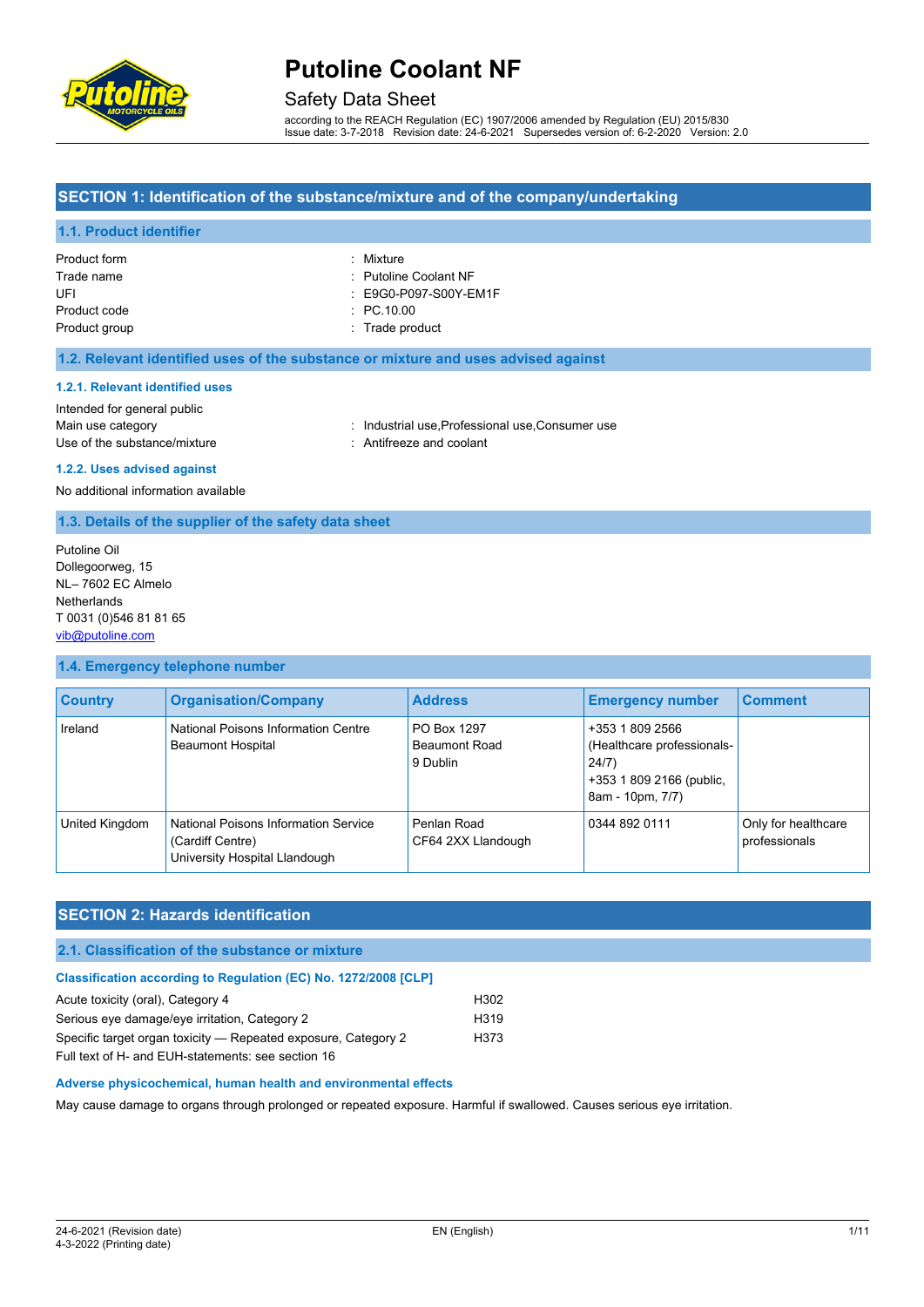# Putoline Coolant NF

Safety Data Sheet

according to the REACH Regulation (EC) 1907/2006 amended by Regulation (EU) 2015/830
Issue date: 3-7-2018 Revision date: 24-6-2021 Supersedes version of: 6-2-2020 Version: 2.0

## SECTION 1: Identification of the substance/mixture and of the company/undertaking

### 1.1. Product identifier

Product form : Mixture
Trade name : Putoline Coolant NF
UFI : E9G0-P097-S00Y-EM1F
Product code : PC.10.00
Product group : Trade product

### 1.2. Relevant identified uses of the substance or mixture and uses advised against

#### 1.2.1. Relevant identified uses

Intended for general public
Main use category : Industrial use,Professional use,Consumer use
Use of the substance/mixture : Antifreeze and coolant

#### 1.2.2. Uses advised against

No additional information available

### 1.3. Details of the supplier of the safety data sheet

Putoline Oil
Dollegoorweg, 15
NL– 7602 EC Almelo
Netherlands
T 0031 (0)546 81 81 65
vib@putoline.com

### 1.4. Emergency telephone number

| Country | Organisation/Company | Address | Emergency number | Comment |
|---|---|---|---|---|
| Ireland | National Poisons Information Centre Beaumont Hospital | PO Box 1297 Beaumont Road 9 Dublin | +353 1 809 2566 (Healthcare professionals-24/7) +353 1 809 2166 (public, 8am - 10pm, 7/7) | |
| United Kingdom | National Poisons Information Service (Cardiff Centre) University Hospital Llandough | Penlan Road CF64 2XX Llandough | 0344 892 0111 | Only for healthcare professionals |

## SECTION 2: Hazards identification

### 2.1. Classification of the substance or mixture

#### Classification according to Regulation (EC) No. 1272/2008 [CLP]

| | |
|---|---|
| Acute toxicity (oral), Category 4 | H302 |
| Serious eye damage/eye irritation, Category 2 | H319 |
| Specific target organ toxicity — Repeated exposure, Category 2 | H373 |

Full text of H- and EUH-statements: see section 16

#### Adverse physicochemical, human health and environmental effects

May cause damage to organs through prolonged or repeated exposure. Harmful if swallowed. Causes serious eye irritation.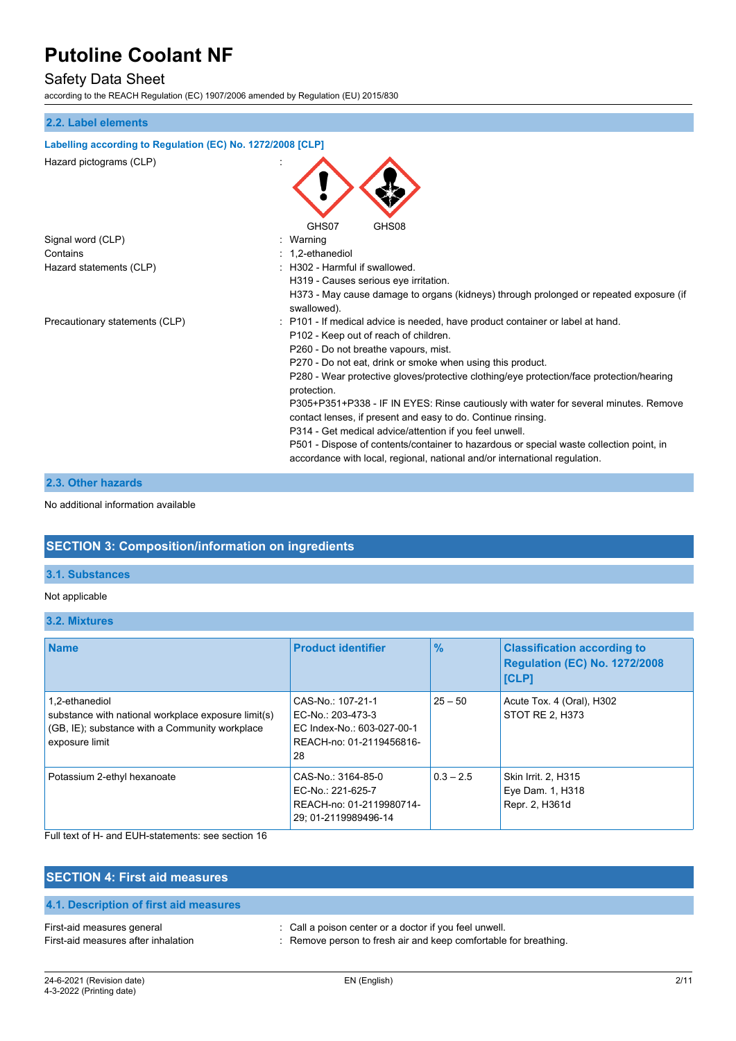### 2.2. Label elements

**Labelling according to Regulation (EC) No. 1272/2008 [CLP]**

Hazard pictograms (CLP) :

GHS07 GHS08

Signal word (CLP) : Warning

Contains : 1,2-ethanediol

Hazard statements (CLP) : H302 - Harmful if swallowed.
H319 - Causes serious eye irritation.
H373 - May cause damage to organs (kidneys) through prolonged or repeated exposure (if swallowed).

Precautionary statements (CLP) : P101 - If medical advice is needed, have product container or label at hand.
P102 - Keep out of reach of children.
P260 - Do not breathe vapours, mist.
P270 - Do not eat, drink or smoke when using this product.
P280 - Wear protective gloves/protective clothing/eye protection/face protection/hearing protection.
P305+P351+P338 - IF IN EYES: Rinse cautiously with water for several minutes. Remove contact lenses, if present and easy to do. Continue rinsing.
P314 - Get medical advice/attention if you feel unwell.
P501 - Dispose of contents/container to hazardous or special waste collection point, in accordance with local, regional, national and/or international regulation.

### 2.3. Other hazards

No additional information available

## SECTION 3: Composition/information on ingredients

### 3.1. Substances

Not applicable

### 3.2. Mixtures

| Name | Product identifier | % | Classification according to Regulation (EC) No. 1272/2008 [CLP] |
|---|---|---|---|
| 1,2-ethanediol<br>substance with national workplace exposure limit(s) (GB, IE); substance with a Community workplace exposure limit | CAS-No.: 107-21-1<br>EC-No.: 203-473-3<br>EC Index-No.: 603-027-00-1<br>REACH-no: 01-2119456816-28 | 25 – 50 | Acute Tox. 4 (Oral), H302<br>STOT RE 2, H373 |
| Potassium 2-ethyl hexanoate | CAS-No.: 3164-85-0<br>EC-No.: 221-625-7<br>REACH-no: 01-2119980714-29; 01-2119989496-14 | 0.3 – 2.5 | Skin Irrit. 2, H315<br>Eye Dam. 1, H318<br>Repr. 2, H361d |

Full text of H- and EUH-statements: see section 16

## SECTION 4: First aid measures

### 4.1. Description of first aid measures

First-aid measures general : Call a poison center or a doctor if you feel unwell.

First-aid measures after inhalation : Remove person to fresh air and keep comfortable for breathing.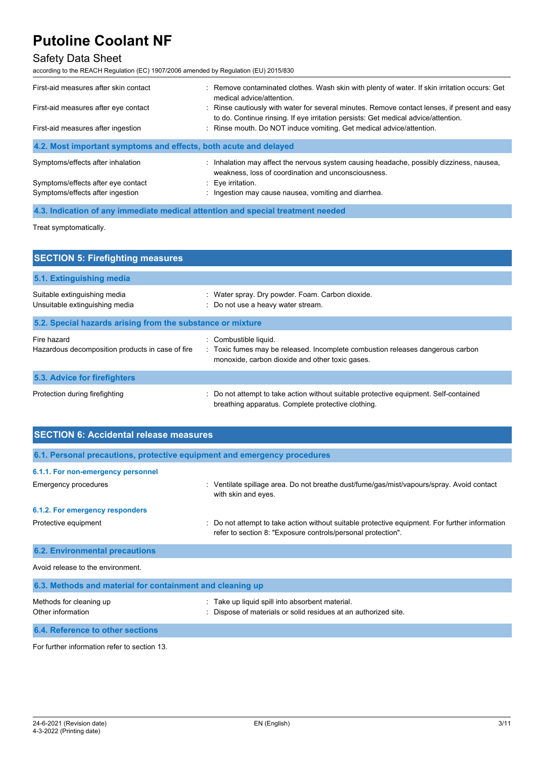| | |
|---|---|
| First-aid measures after skin contact | : Remove contaminated clothes. Wash skin with plenty of water. If skin irritation occurs: Get medical advice/attention. |
| First-aid measures after eye contact | : Rinse cautiously with water for several minutes. Remove contact lenses, if present and easy to do. Continue rinsing. If eye irritation persists: Get medical advice/attention. |
| First-aid measures after ingestion | : Rinse mouth. Do NOT induce vomiting. Get medical advice/attention. |

### 4.2. Most important symptoms and effects, both acute and delayed

| | |
|---|---|
| Symptoms/effects after inhalation | : Inhalation may affect the nervous system causing headache, possibly dizziness, nausea, weakness, loss of coordination and unconsciousness. |
| Symptoms/effects after eye contact | : Eye irritation. |
| Symptoms/effects after ingestion | : Ingestion may cause nausea, vomiting and diarrhea. |

### 4.3. Indication of any immediate medical attention and special treatment needed

Treat symptomatically.

## SECTION 5: Firefighting measures

### 5.1. Extinguishing media

| | |
|---|---|
| Suitable extinguishing media | : Water spray. Dry powder. Foam. Carbon dioxide. |
| Unsuitable extinguishing media | : Do not use a heavy water stream. |

### 5.2. Special hazards arising from the substance or mixture

| | |
|---|---|
| Fire hazard | : Combustible liquid. |
| Hazardous decomposition products in case of fire | : Toxic fumes may be released. Incomplete combustion releases dangerous carbon monoxide, carbon dioxide and other toxic gases. |

### 5.3. Advice for firefighters

| | |
|---|---|
| Protection during firefighting | : Do not attempt to take action without suitable protective equipment. Self-contained breathing apparatus. Complete protective clothing. |

## SECTION 6: Accidental release measures

### 6.1. Personal precautions, protective equipment and emergency procedures

#### 6.1.1. For non-emergency personnel

| | |
|---|---|
| Emergency procedures | : Ventilate spillage area. Do not breathe dust/fume/gas/mist/vapours/spray. Avoid contact with skin and eyes. |

#### 6.1.2. For emergency responders

| | |
|---|---|
| Protective equipment | : Do not attempt to take action without suitable protective equipment. For further information refer to section 8: "Exposure controls/personal protection". |

### 6.2. Environmental precautions

Avoid release to the environment.

### 6.3. Methods and material for containment and cleaning up

| | |
|---|---|
| Methods for cleaning up | : Take up liquid spill into absorbent material. |
| Other information | : Dispose of materials or solid residues at an authorized site. |

### 6.4. Reference to other sections

For further information refer to section 13.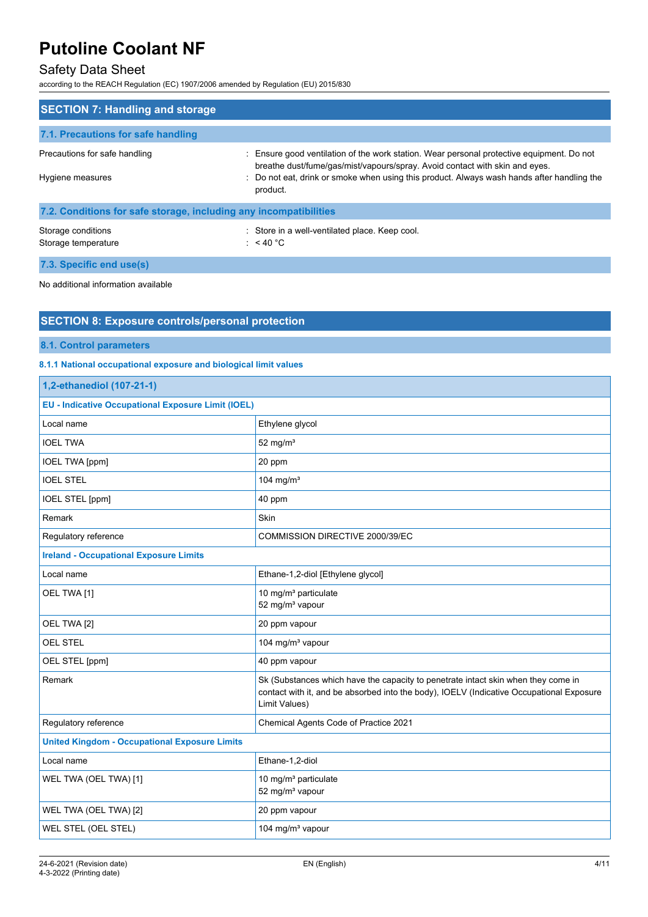## SECTION 7: Handling and storage

### 7.1. Precautions for safe handling

Precautions for safe handling : Ensure good ventilation of the work station. Wear personal protective equipment. Do not breathe dust/fume/gas/mist/vapours/spray. Avoid contact with skin and eyes.

Hygiene measures : Do not eat, drink or smoke when using this product. Always wash hands after handling the product.

### 7.2. Conditions for safe storage, including any incompatibilities

Storage conditions : Store in a well-ventilated place. Keep cool.

Storage temperature : < 40 °C

### 7.3. Specific end use(s)

No additional information available

## SECTION 8: Exposure controls/personal protection

### 8.1. Control parameters

#### 8.1.1 National occupational exposure and biological limit values

| 1,2-ethanediol (107-21-1) | |
|---|---|
| **EU - Indicative Occupational Exposure Limit (IOEL)** | |
| Local name | Ethylene glycol |
| IOEL TWA | 52 mg/m³ |
| IOEL TWA [ppm] | 20 ppm |
| IOEL STEL | 104 mg/m³ |
| IOEL STEL [ppm] | 40 ppm |
| Remark | Skin |
| Regulatory reference | COMMISSION DIRECTIVE 2000/39/EC |
| **Ireland - Occupational Exposure Limits** | |
| Local name | Ethane-1,2-diol [Ethylene glycol] |
| OEL TWA [1] | 10 mg/m³ particulate<br>52 mg/m³ vapour |
| OEL TWA [2] | 20 ppm vapour |
| OEL STEL | 104 mg/m³ vapour |
| OEL STEL [ppm] | 40 ppm vapour |
| Remark | Sk (Substances which have the capacity to penetrate intact skin when they come in contact with it, and be absorbed into the body), IOELV (Indicative Occupational Exposure Limit Values) |
| Regulatory reference | Chemical Agents Code of Practice 2021 |
| **United Kingdom - Occupational Exposure Limits** | |
| Local name | Ethane-1,2-diol |
| WEL TWA (OEL TWA) [1] | 10 mg/m³ particulate<br>52 mg/m³ vapour |
| WEL TWA (OEL TWA) [2] | 20 ppm vapour |
| WEL STEL (OEL STEL) | 104 mg/m³ vapour |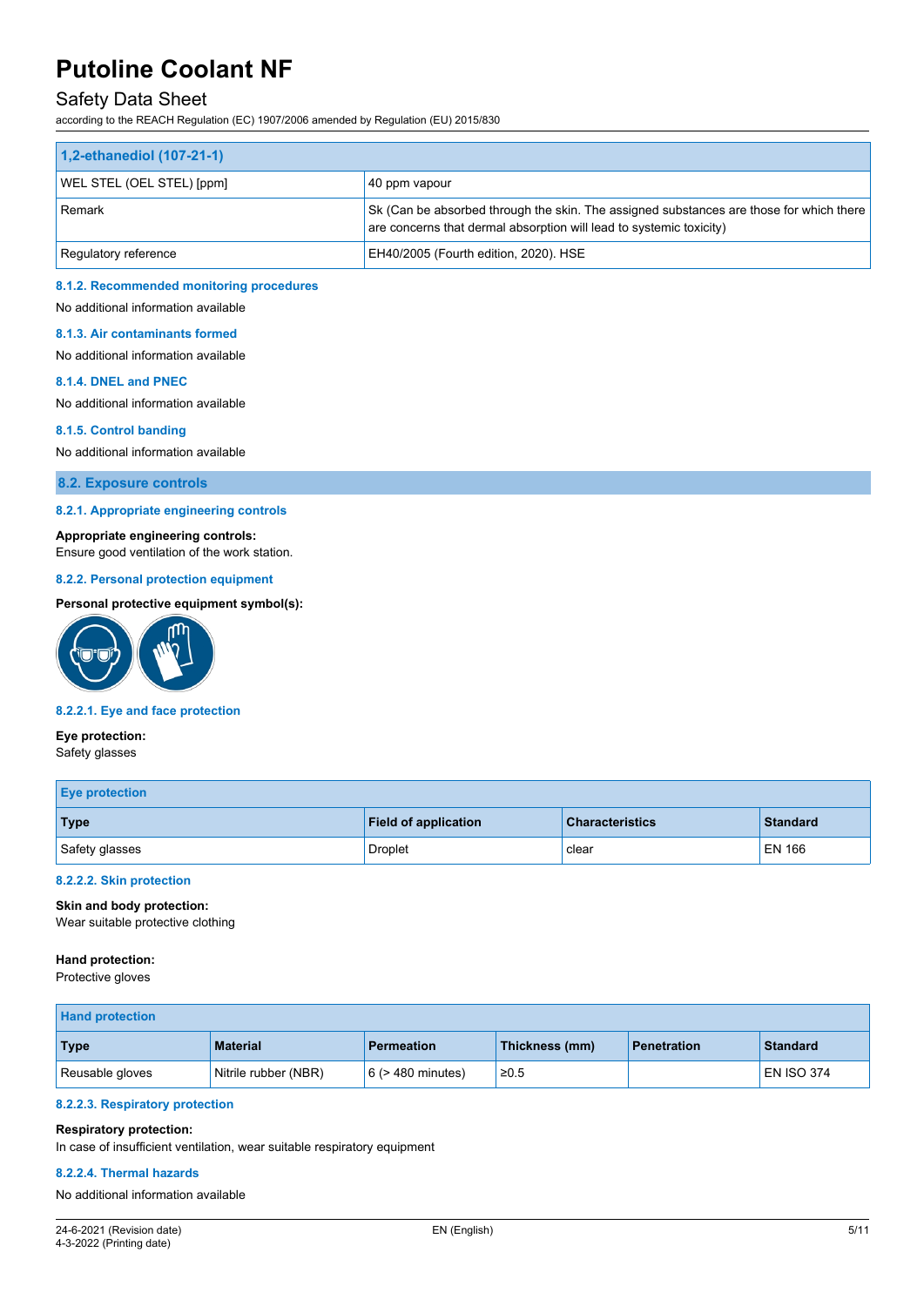| 1,2-ethanediol (107-21-1) | |
|---|---|
| WEL STEL (OEL STEL) [ppm] | 40 ppm vapour |
| Remark | Sk (Can be absorbed through the skin. The assigned substances are those for which there are concerns that dermal absorption will lead to systemic toxicity) |
| Regulatory reference | EH40/2005 (Fourth edition, 2020). HSE |

#### 8.1.2. Recommended monitoring procedures

No additional information available

#### 8.1.3. Air contaminants formed

No additional information available

#### 8.1.4. DNEL and PNEC

No additional information available

#### 8.1.5. Control banding

No additional information available

## 8.2. Exposure controls

#### 8.2.1. Appropriate engineering controls

**Appropriate engineering controls:**
Ensure good ventilation of the work station.

#### 8.2.2. Personal protection equipment

**Personal protective equipment symbol(s):**

#### 8.2.2.1. Eye and face protection

**Eye protection:**
Safety glasses

| Eye protection | | | |
|---|---|---|---|
| **Type** | **Field of application** | **Characteristics** | **Standard** |
| Safety glasses | Droplet | clear | EN 166 |

#### 8.2.2.2. Skin protection

**Skin and body protection:**
Wear suitable protective clothing

**Hand protection:**
Protective gloves

| Hand protection | | | | | |
|---|---|---|---|---|---|
| **Type** | **Material** | **Permeation** | **Thickness (mm)** | **Penetration** | **Standard** |
| Reusable gloves | Nitrile rubber (NBR) | 6 (> 480 minutes) | ≥0.5 | | EN ISO 374 |

#### 8.2.2.3. Respiratory protection

**Respiratory protection:**
In case of insufficient ventilation, wear suitable respiratory equipment

#### 8.2.2.4. Thermal hazards

No additional information available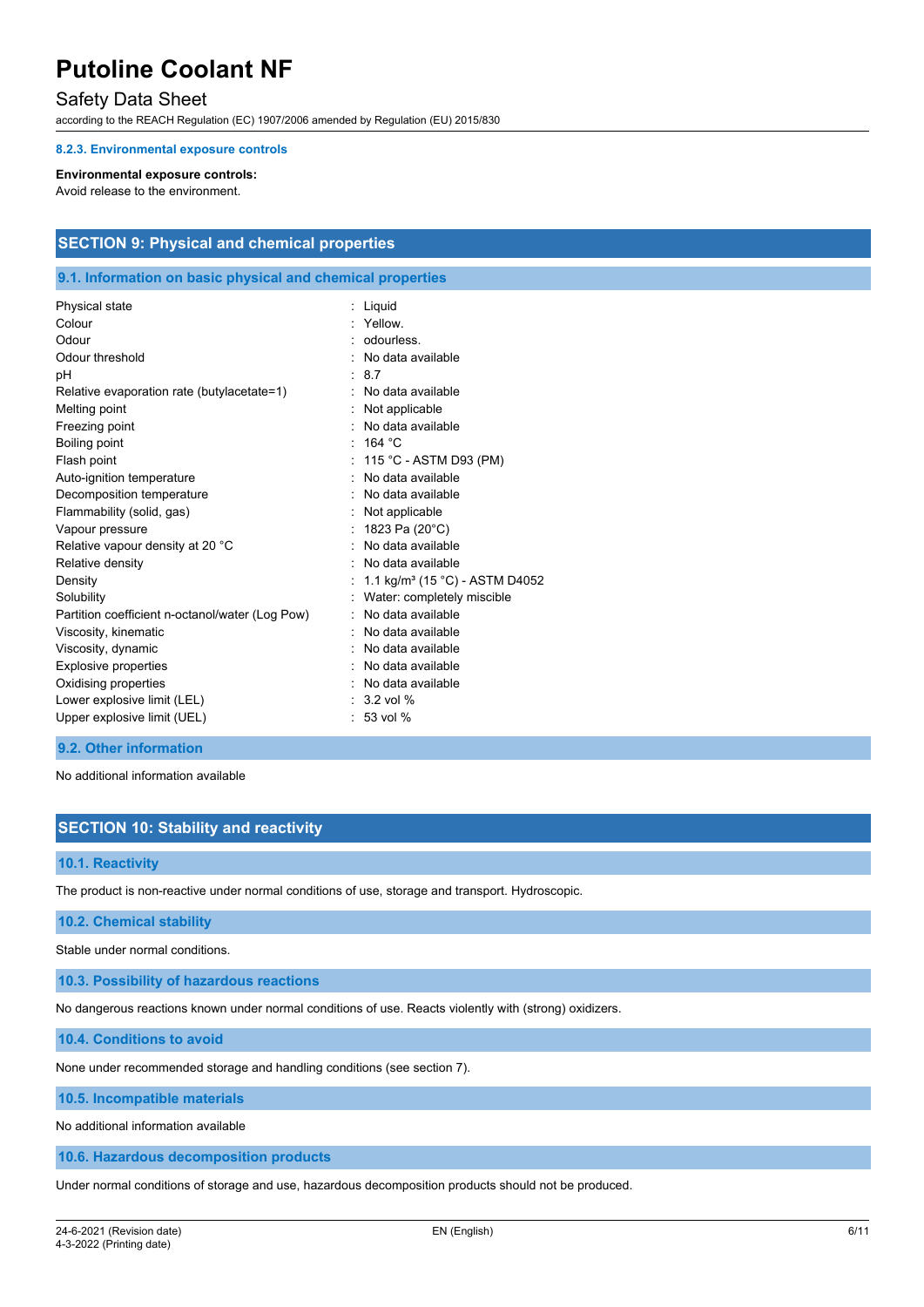#### 8.2.3. Environmental exposure controls

**Environmental exposure controls:**
Avoid release to the environment.

## SECTION 9: Physical and chemical properties

### 9.1. Information on basic physical and chemical properties

| | |
|---|---|
| Physical state | : Liquid |
| Colour | : Yellow. |
| Odour | : odourless. |
| Odour threshold | : No data available |
| pH | : 8.7 |
| Relative evaporation rate (butylacetate=1) | : No data available |
| Melting point | : Not applicable |
| Freezing point | : No data available |
| Boiling point | : 164 °C |
| Flash point | : 115 °C - ASTM D93 (PM) |
| Auto-ignition temperature | : No data available |
| Decomposition temperature | : No data available |
| Flammability (solid, gas) | : Not applicable |
| Vapour pressure | : 1823 Pa (20°C) |
| Relative vapour density at 20 °C | : No data available |
| Relative density | : No data available |
| Density | : 1.1 kg/m³ (15 °C) - ASTM D4052 |
| Solubility | : Water: completely miscible |
| Partition coefficient n-octanol/water (Log Pow) | : No data available |
| Viscosity, kinematic | : No data available |
| Viscosity, dynamic | : No data available |
| Explosive properties | : No data available |
| Oxidising properties | : No data available |
| Lower explosive limit (LEL) | : 3.2 vol % |
| Upper explosive limit (UEL) | : 53 vol % |

### 9.2. Other information

No additional information available

## SECTION 10: Stability and reactivity

### 10.1. Reactivity

The product is non-reactive under normal conditions of use, storage and transport. Hydroscopic.

### 10.2. Chemical stability

Stable under normal conditions.

### 10.3. Possibility of hazardous reactions

No dangerous reactions known under normal conditions of use. Reacts violently with (strong) oxidizers.

### 10.4. Conditions to avoid

None under recommended storage and handling conditions (see section 7).

### 10.5. Incompatible materials

No additional information available

### 10.6. Hazardous decomposition products

Under normal conditions of storage and use, hazardous decomposition products should not be produced.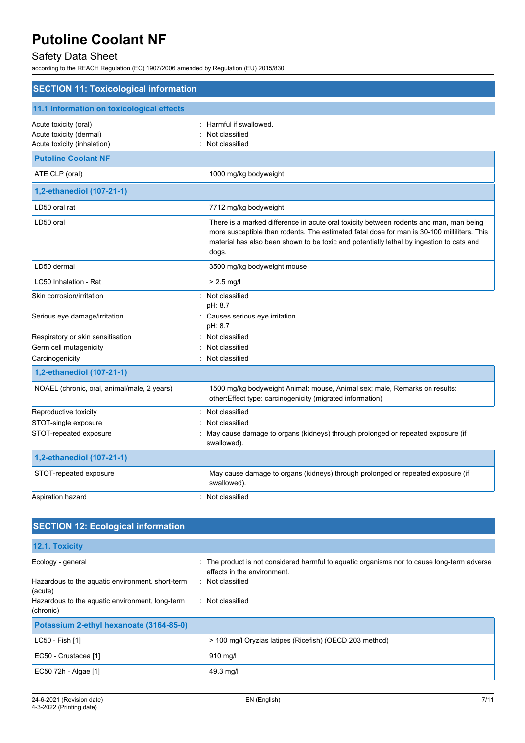## SECTION 11: Toxicological information

### 11.1 Information on toxicological effects

Acute toxicity (oral) : Harmful if swallowed.
Acute toxicity (dermal) : Not classified
Acute toxicity (inhalation) : Not classified

| Putoline Coolant NF | |
|---|---|
| ATE CLP (oral) | 1000 mg/kg bodyweight |

| 1,2-ethanediol (107-21-1) | |
|---|---|
| LD50 oral rat | 7712 mg/kg bodyweight |
| LD50 oral | There is a marked difference in acute oral toxicity between rodents and man, man being more susceptible than rodents. The estimated fatal dose for man is 30-100 milliliters. This material has also been shown to be toxic and potentially lethal by ingestion to cats and dogs. |
| LD50 dermal | 3500 mg/kg bodyweight mouse |
| LC50 Inhalation - Rat | > 2.5 mg/l |

Skin corrosion/irritation : Not classified
pH: 8.7
Serious eye damage/irritation : Causes serious eye irritation.
pH: 8.7
Respiratory or skin sensitisation : Not classified
Germ cell mutagenicity : Not classified
Carcinogenicity : Not classified

| 1,2-ethanediol (107-21-1) | |
|---|---|
| NOAEL (chronic, oral, animal/male, 2 years) | 1500 mg/kg bodyweight Animal: mouse, Animal sex: male, Remarks on results: other:Effect type: carcinogenicity (migrated information) |

Reproductive toxicity : Not classified
STOT-single exposure : Not classified
STOT-repeated exposure : May cause damage to organs (kidneys) through prolonged or repeated exposure (if swallowed).

| 1,2-ethanediol (107-21-1) | |
|---|---|
| STOT-repeated exposure | May cause damage to organs (kidneys) through prolonged or repeated exposure (if swallowed). |

Aspiration hazard : Not classified

## SECTION 12: Ecological information

### 12.1. Toxicity

Ecology - general : The product is not considered harmful to aquatic organisms nor to cause long-term adverse effects in the environment.
Hazardous to the aquatic environment, short-term (acute) : Not classified
Hazardous to the aquatic environment, long-term (chronic) : Not classified

| Potassium 2-ethyl hexanoate (3164-85-0) | |
|---|---|
| LC50 - Fish [1] | > 100 mg/l Oryzias latipes (Ricefish) (OECD 203 method) |
| EC50 - Crustacea [1] | 910 mg/l |
| EC50 72h - Algae [1] | 49.3 mg/l |

24-6-2021 (Revision date)
4-3-2022 (Printing date)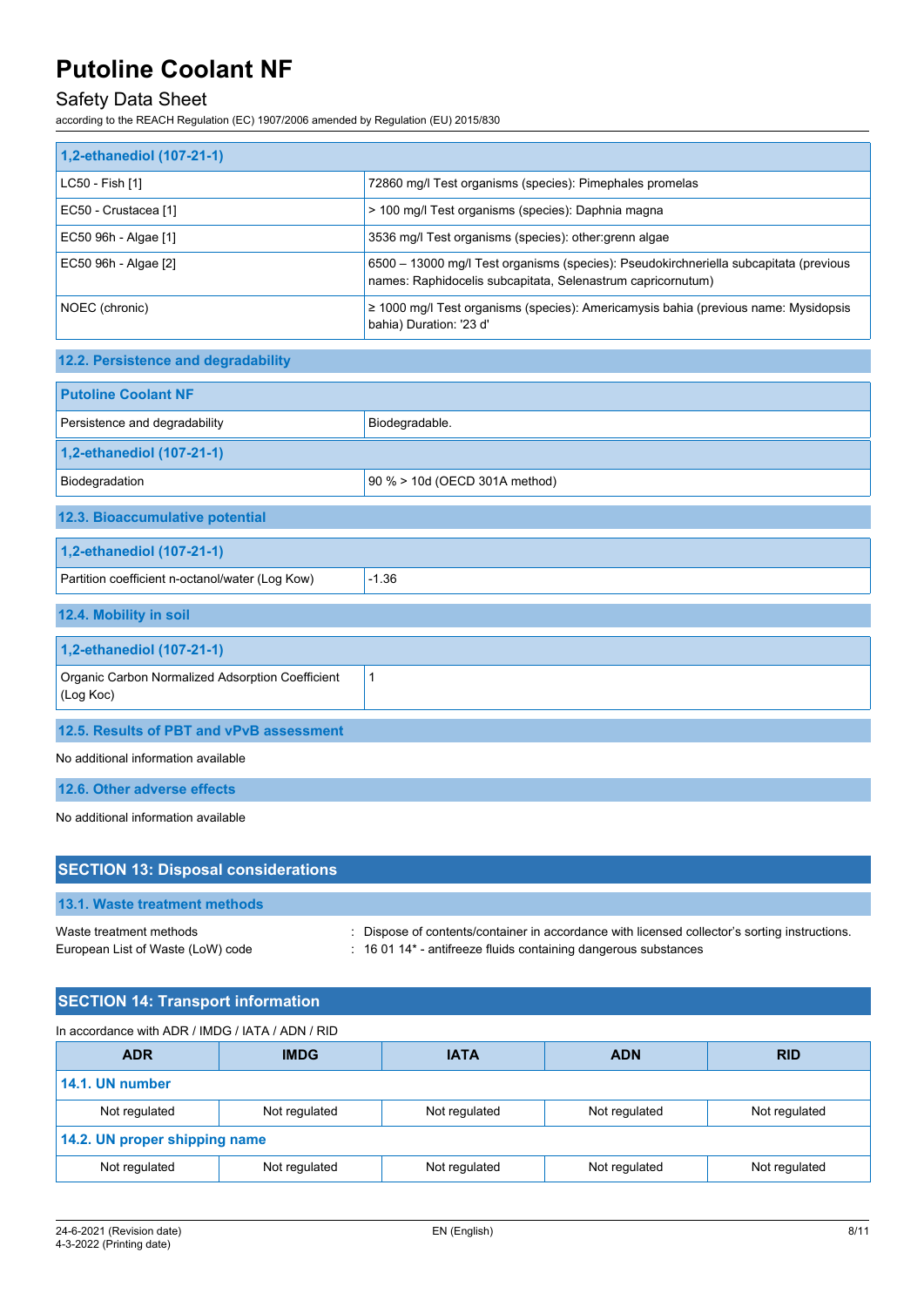| 1,2-ethanediol (107-21-1) | |
|---|---|
| LC50 - Fish [1] | 72860 mg/l Test organisms (species): Pimephales promelas |
| EC50 - Crustacea [1] | > 100 mg/l Test organisms (species): Daphnia magna |
| EC50 96h - Algae [1] | 3536 mg/l Test organisms (species): other:grenn algae |
| EC50 96h - Algae [2] | 6500 – 13000 mg/l Test organisms (species): Pseudokirchneriella subcapitata (previous names: Raphidocelis subcapitata, Selenastrum capricornutum) |
| NOEC (chronic) | ≥ 1000 mg/l Test organisms (species): Americamysis bahia (previous name: Mysidopsis bahia) Duration: '23 d' |

### 12.2. Persistence and degradability

| Putoline Coolant NF | |
|---|---|
| Persistence and degradability | Biodegradable. |
| **1,2-ethanediol (107-21-1)** | |
| Biodegradation | 90 % > 10d (OECD 301A method) |

### 12.3. Bioaccumulative potential

| 1,2-ethanediol (107-21-1) | |
|---|---|
| Partition coefficient n-octanol/water (Log Kow) | -1.36 |

### 12.4. Mobility in soil

| 1,2-ethanediol (107-21-1) | |
|---|---|
| Organic Carbon Normalized Adsorption Coefficient (Log Koc) | 1 |

### 12.5. Results of PBT and vPvB assessment

No additional information available

### 12.6. Other adverse effects

No additional information available

## SECTION 13: Disposal considerations

### 13.1. Waste treatment methods

Waste treatment methods : Dispose of contents/container in accordance with licensed collector's sorting instructions.

European List of Waste (LoW) code : 16 01 14* - antifreeze fluids containing dangerous substances

## SECTION 14: Transport information

In accordance with ADR / IMDG / IATA / ADN / RID

| ADR | IMDG | IATA | ADN | RID |
|---|---|---|---|---|
| **14.1. UN number** | | | | |
| Not regulated | Not regulated | Not regulated | Not regulated | Not regulated |
| **14.2. UN proper shipping name** | | | | |
| Not regulated | Not regulated | Not regulated | Not regulated | Not regulated |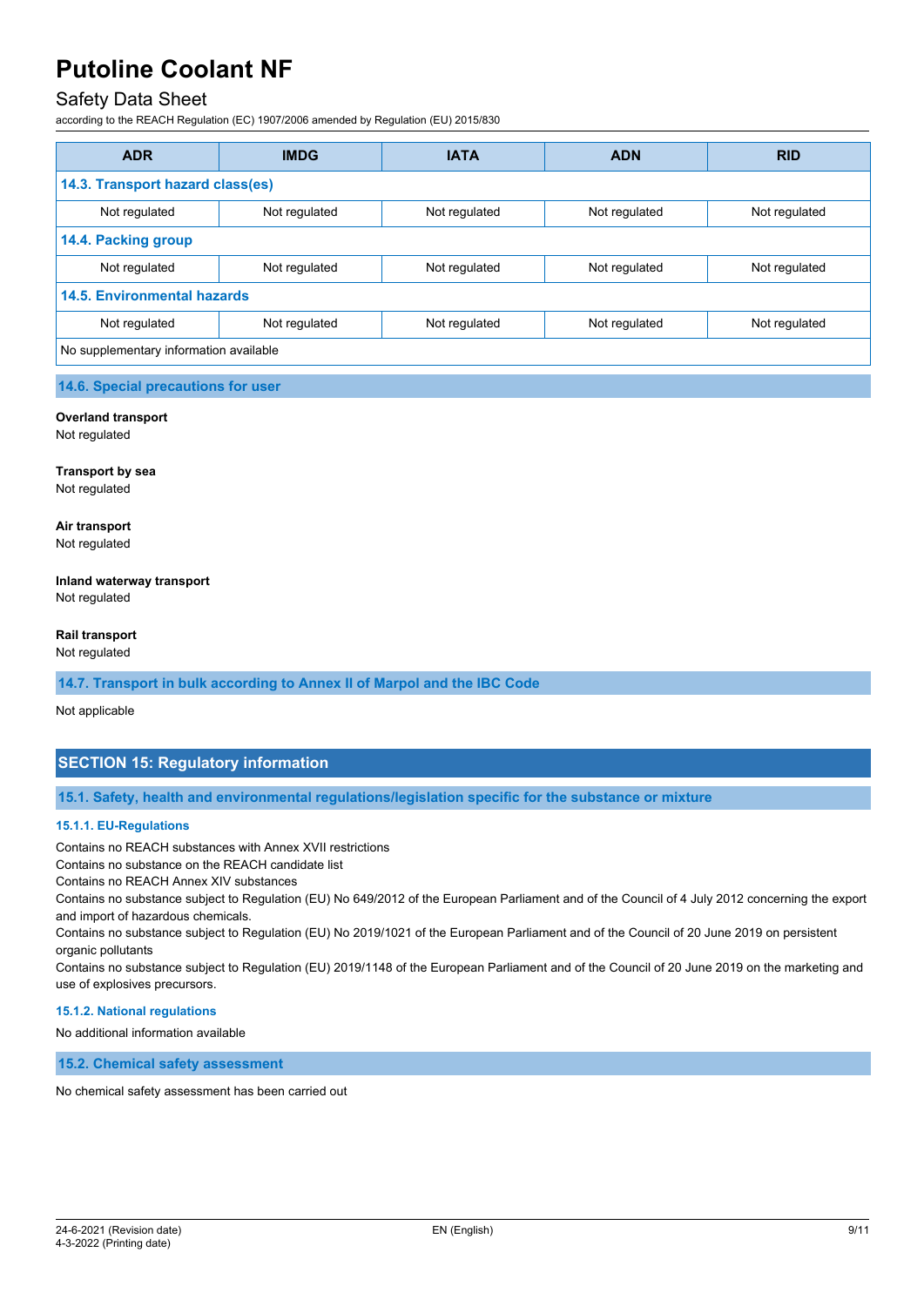| ADR | IMDG | IATA | ADN | RID |
|---|---|---|---|---|
| **14.3. Transport hazard class(es)** | | | | |
| Not regulated | Not regulated | Not regulated | Not regulated | Not regulated |
| **14.4. Packing group** | | | | |
| Not regulated | Not regulated | Not regulated | Not regulated | Not regulated |
| **14.5. Environmental hazards** | | | | |
| Not regulated | Not regulated | Not regulated | Not regulated | Not regulated |
| No supplementary information available | | | | |

### 14.6. Special precautions for user

**Overland transport**
Not regulated

**Transport by sea**
Not regulated

**Air transport**
Not regulated

**Inland waterway transport**
Not regulated

**Rail transport**
Not regulated

### 14.7. Transport in bulk according to Annex II of Marpol and the IBC Code

Not applicable

## SECTION 15: Regulatory information

### 15.1. Safety, health and environmental regulations/legislation specific for the substance or mixture

#### 15.1.1. EU-Regulations

Contains no REACH substances with Annex XVII restrictions
Contains no substance on the REACH candidate list
Contains no REACH Annex XIV substances
Contains no substance subject to Regulation (EU) No 649/2012 of the European Parliament and of the Council of 4 July 2012 concerning the export and import of hazardous chemicals.
Contains no substance subject to Regulation (EU) No 2019/1021 of the European Parliament and of the Council of 20 June 2019 on persistent organic pollutants
Contains no substance subject to Regulation (EU) 2019/1148 of the European Parliament and of the Council of 20 June 2019 on the marketing and use of explosives precursors.

#### 15.1.2. National regulations

No additional information available

### 15.2. Chemical safety assessment

No chemical safety assessment has been carried out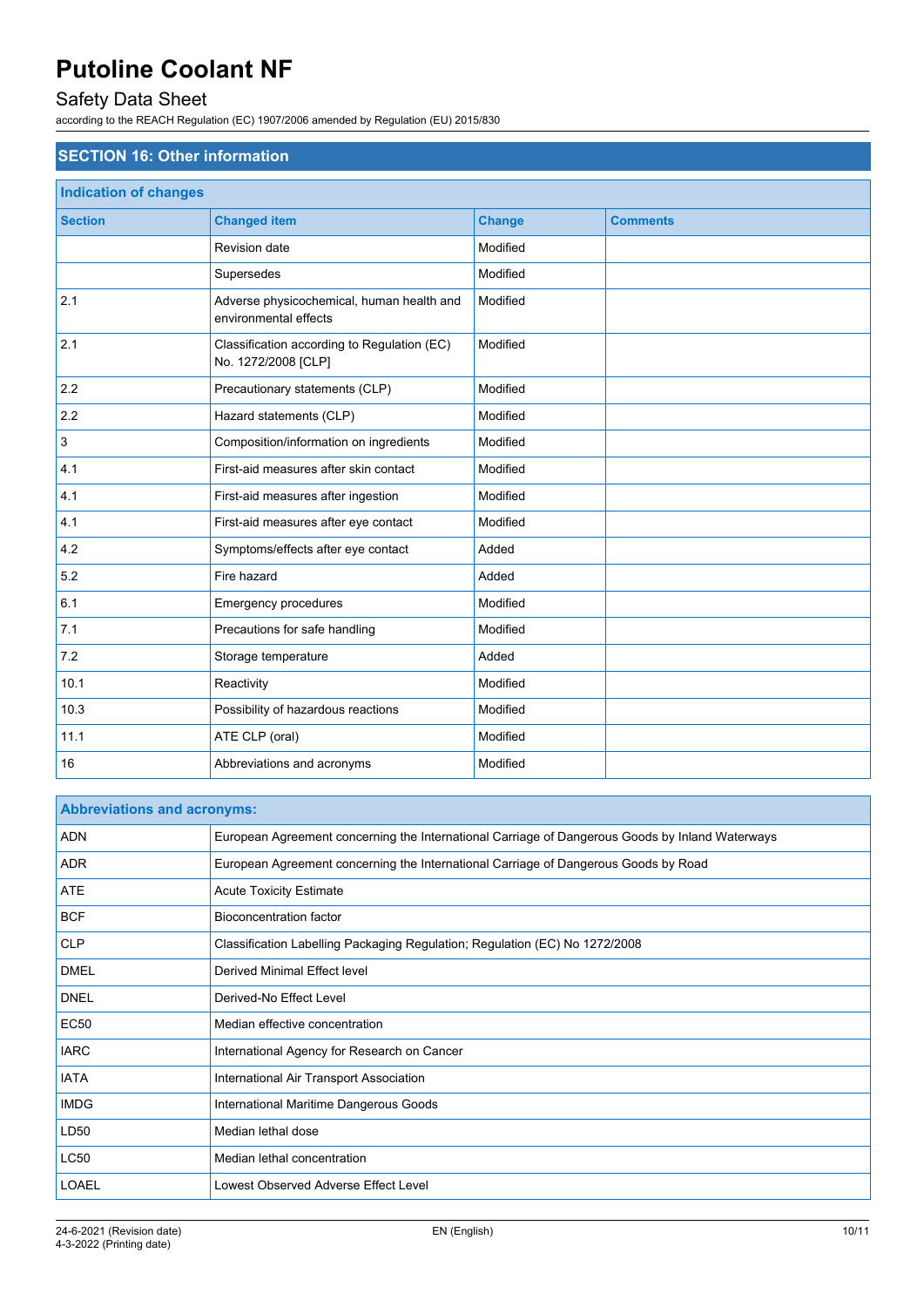## SECTION 16: Other information

### Indication of changes

| Section | Changed item | Change | Comments |
|---|---|---|---|
| | Revision date | Modified | |
| | Supersedes | Modified | |
| 2.1 | Adverse physicochemical, human health and environmental effects | Modified | |
| 2.1 | Classification according to Regulation (EC) No. 1272/2008 [CLP] | Modified | |
| 2.2 | Precautionary statements (CLP) | Modified | |
| 2.2 | Hazard statements (CLP) | Modified | |
| 3 | Composition/information on ingredients | Modified | |
| 4.1 | First-aid measures after skin contact | Modified | |
| 4.1 | First-aid measures after ingestion | Modified | |
| 4.1 | First-aid measures after eye contact | Modified | |
| 4.2 | Symptoms/effects after eye contact | Added | |
| 5.2 | Fire hazard | Added | |
| 6.1 | Emergency procedures | Modified | |
| 7.1 | Precautions for safe handling | Modified | |
| 7.2 | Storage temperature | Added | |
| 10.1 | Reactivity | Modified | |
| 10.3 | Possibility of hazardous reactions | Modified | |
| 11.1 | ATE CLP (oral) | Modified | |
| 16 | Abbreviations and acronyms | Modified | |

### Abbreviations and acronyms:

| | |
|---|---|
| ADN | European Agreement concerning the International Carriage of Dangerous Goods by Inland Waterways |
| ADR | European Agreement concerning the International Carriage of Dangerous Goods by Road |
| ATE | Acute Toxicity Estimate |
| BCF | Bioconcentration factor |
| CLP | Classification Labelling Packaging Regulation; Regulation (EC) No 1272/2008 |
| DMEL | Derived Minimal Effect level |
| DNEL | Derived-No Effect Level |
| EC50 | Median effective concentration |
| IARC | International Agency for Research on Cancer |
| IATA | International Air Transport Association |
| IMDG | International Maritime Dangerous Goods |
| LD50 | Median lethal dose |
| LC50 | Median lethal concentration |
| LOAEL | Lowest Observed Adverse Effect Level |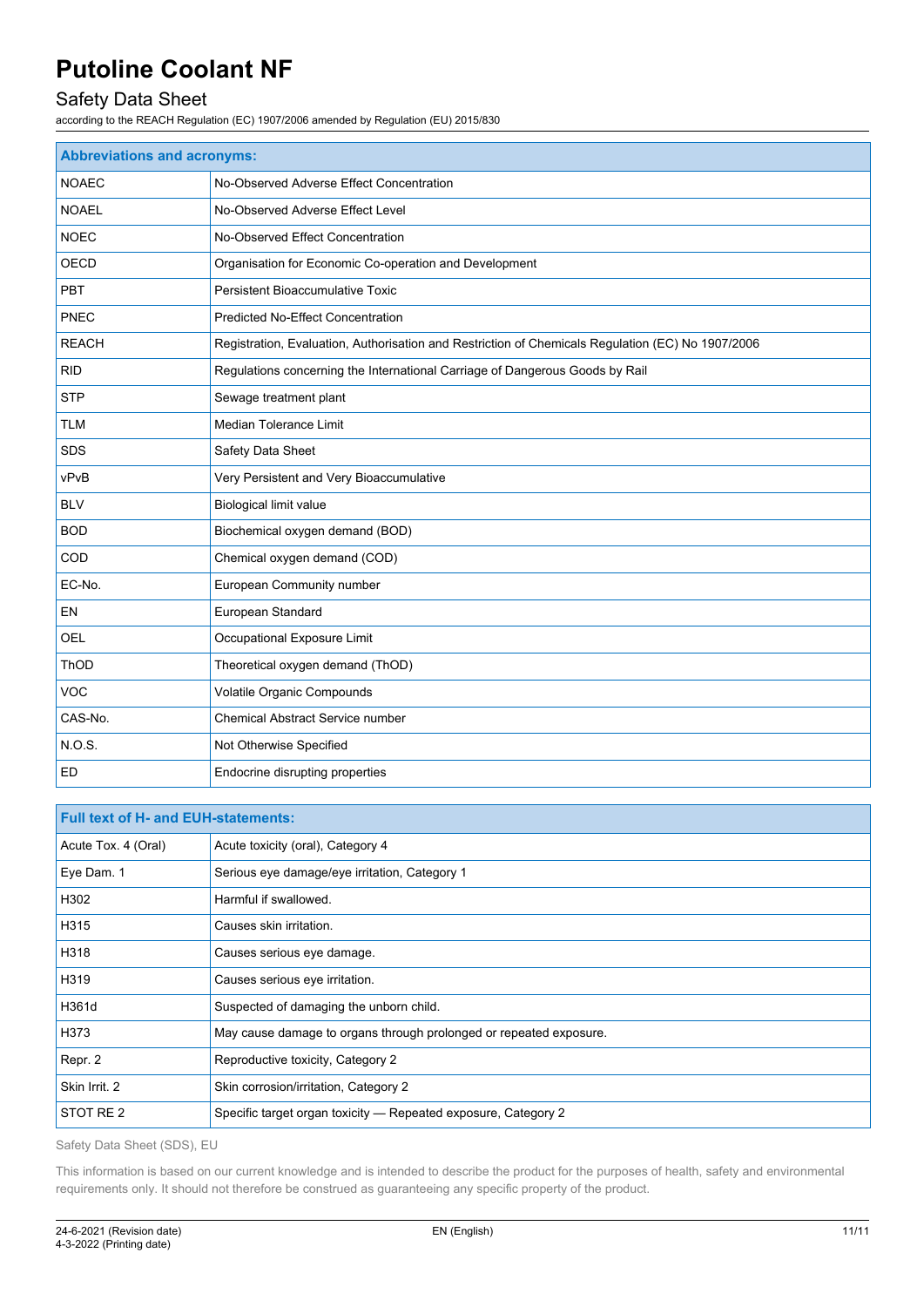| Abbreviations and acronyms: | |
|---|---|
| NOAEC | No-Observed Adverse Effect Concentration |
| NOAEL | No-Observed Adverse Effect Level |
| NOEC | No-Observed Effect Concentration |
| OECD | Organisation for Economic Co-operation and Development |
| PBT | Persistent Bioaccumulative Toxic |
| PNEC | Predicted No-Effect Concentration |
| REACH | Registration, Evaluation, Authorisation and Restriction of Chemicals Regulation (EC) No 1907/2006 |
| RID | Regulations concerning the International Carriage of Dangerous Goods by Rail |
| STP | Sewage treatment plant |
| TLM | Median Tolerance Limit |
| SDS | Safety Data Sheet |
| vPvB | Very Persistent and Very Bioaccumulative |
| BLV | Biological limit value |
| BOD | Biochemical oxygen demand (BOD) |
| COD | Chemical oxygen demand (COD) |
| EC-No. | European Community number |
| EN | European Standard |
| OEL | Occupational Exposure Limit |
| ThOD | Theoretical oxygen demand (ThOD) |
| VOC | Volatile Organic Compounds |
| CAS-No. | Chemical Abstract Service number |
| N.O.S. | Not Otherwise Specified |
| ED | Endocrine disrupting properties |

| Full text of H- and EUH-statements: | |
|---|---|
| Acute Tox. 4 (Oral) | Acute toxicity (oral), Category 4 |
| Eye Dam. 1 | Serious eye damage/eye irritation, Category 1 |
| H302 | Harmful if swallowed. |
| H315 | Causes skin irritation. |
| H318 | Causes serious eye damage. |
| H319 | Causes serious eye irritation. |
| H361d | Suspected of damaging the unborn child. |
| H373 | May cause damage to organs through prolonged or repeated exposure. |
| Repr. 2 | Reproductive toxicity, Category 2 |
| Skin Irrit. 2 | Skin corrosion/irritation, Category 2 |
| STOT RE 2 | Specific target organ toxicity — Repeated exposure, Category 2 |

Safety Data Sheet (SDS), EU

This information is based on our current knowledge and is intended to describe the product for the purposes of health, safety and environmental requirements only. It should not therefore be construed as guaranteeing any specific property of the product.